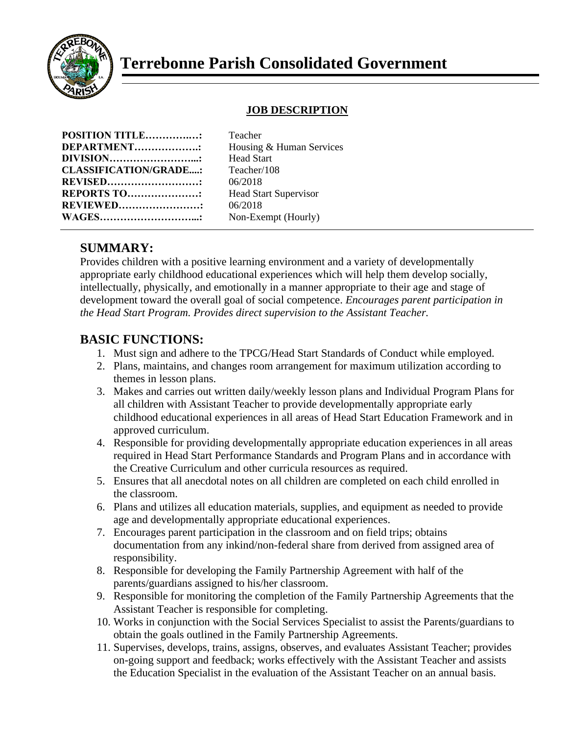# Terrebonne Parish Consolidated Government

## JOB DESCRIPTION

**POSITION TITLE……….…:** Teacher
**DEPARTMENT……………..:** Housing & Human Services
**DIVISION……………………...:** Head Start
**CLASSIFICATION/GRADE....:** Teacher/108
**REVISED………………………:** 06/2018
**REPORTS TO…………………:** Head Start Supervisor
**REVIEWED……………………:** 06/2018
**WAGES………………………...:** Non-Exempt (Hourly)

## SUMMARY:

Provides children with a positive learning environment and a variety of developmentally appropriate early childhood educational experiences which will help them develop socially, intellectually, physically, and emotionally in a manner appropriate to their age and stage of development toward the overall goal of social competence. *Encourages parent participation in the Head Start Program. Provides direct supervision to the Assistant Teacher.*

## BASIC FUNCTIONS:

1. Must sign and adhere to the TPCG/Head Start Standards of Conduct while employed.
2. Plans, maintains, and changes room arrangement for maximum utilization according to themes in lesson plans.
3. Makes and carries out written daily/weekly lesson plans and Individual Program Plans for all children with Assistant Teacher to provide developmentally appropriate early childhood educational experiences in all areas of Head Start Education Framework and in approved curriculum.
4. Responsible for providing developmentally appropriate education experiences in all areas required in Head Start Performance Standards and Program Plans and in accordance with the Creative Curriculum and other curricula resources as required.
5. Ensures that all anecdotal notes on all children are completed on each child enrolled in the classroom.
6. Plans and utilizes all education materials, supplies, and equipment as needed to provide age and developmentally appropriate educational experiences.
7. Encourages parent participation in the classroom and on field trips; obtains documentation from any inkind/non-federal share from derived from assigned area of responsibility.
8. Responsible for developing the Family Partnership Agreement with half of the parents/guardians assigned to his/her classroom.
9. Responsible for monitoring the completion of the Family Partnership Agreements that the Assistant Teacher is responsible for completing.
10. Works in conjunction with the Social Services Specialist to assist the Parents/guardians to obtain the goals outlined in the Family Partnership Agreements.
11. Supervises, develops, trains, assigns, observes, and evaluates Assistant Teacher; provides on-going support and feedback; works effectively with the Assistant Teacher and assists the Education Specialist in the evaluation of the Assistant Teacher on an annual basis.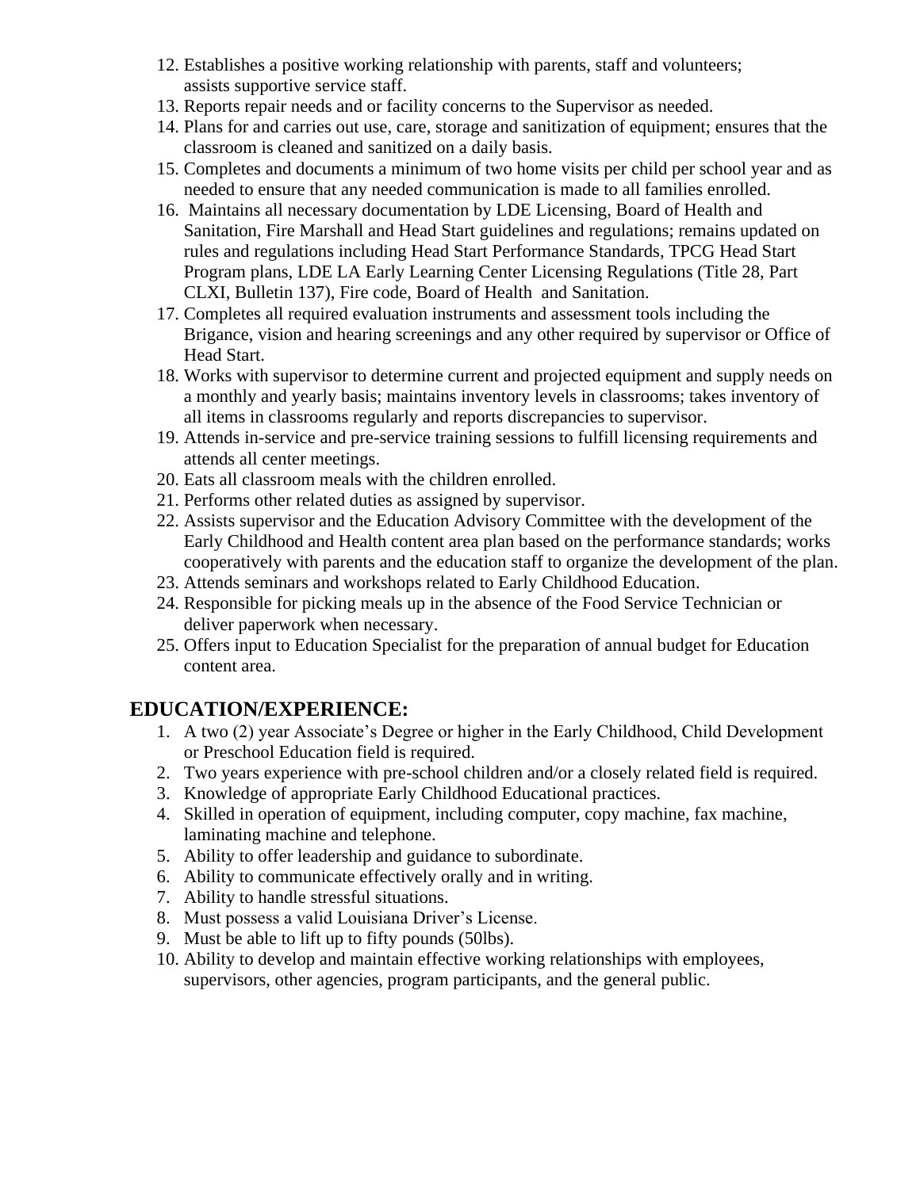12. Establishes a positive working relationship with parents, staff and volunteers; assists supportive service staff.
13. Reports repair needs and or facility concerns to the Supervisor as needed.
14. Plans for and carries out use, care, storage and sanitization of equipment; ensures that the classroom is cleaned and sanitized on a daily basis.
15. Completes and documents a minimum of two home visits per child per school year and as needed to ensure that any needed communication is made to all families enrolled.
16. Maintains all necessary documentation by LDE Licensing, Board of Health and Sanitation, Fire Marshall and Head Start guidelines and regulations; remains updated on rules and regulations including Head Start Performance Standards, TPCG Head Start Program plans, LDE LA Early Learning Center Licensing Regulations (Title 28, Part CLXI, Bulletin 137), Fire code, Board of Health and Sanitation.
17. Completes all required evaluation instruments and assessment tools including the Brigance, vision and hearing screenings and any other required by supervisor or Office of Head Start.
18. Works with supervisor to determine current and projected equipment and supply needs on a monthly and yearly basis; maintains inventory levels in classrooms; takes inventory of all items in classrooms regularly and reports discrepancies to supervisor.
19. Attends in-service and pre-service training sessions to fulfill licensing requirements and attends all center meetings.
20. Eats all classroom meals with the children enrolled.
21. Performs other related duties as assigned by supervisor.
22. Assists supervisor and the Education Advisory Committee with the development of the Early Childhood and Health content area plan based on the performance standards; works cooperatively with parents and the education staff to organize the development of the plan.
23. Attends seminars and workshops related to Early Childhood Education.
24. Responsible for picking meals up in the absence of the Food Service Technician or deliver paperwork when necessary.
25. Offers input to Education Specialist for the preparation of annual budget for Education content area.

## EDUCATION/EXPERIENCE:

1. A two (2) year Associate's Degree or higher in the Early Childhood, Child Development or Preschool Education field is required.
2. Two years experience with pre-school children and/or a closely related field is required.
3. Knowledge of appropriate Early Childhood Educational practices.
4. Skilled in operation of equipment, including computer, copy machine, fax machine, laminating machine and telephone.
5. Ability to offer leadership and guidance to subordinate.
6. Ability to communicate effectively orally and in writing.
7. Ability to handle stressful situations.
8. Must possess a valid Louisiana Driver's License.
9. Must be able to lift up to fifty pounds (50lbs).
10. Ability to develop and maintain effective working relationships with employees, supervisors, other agencies, program participants, and the general public.